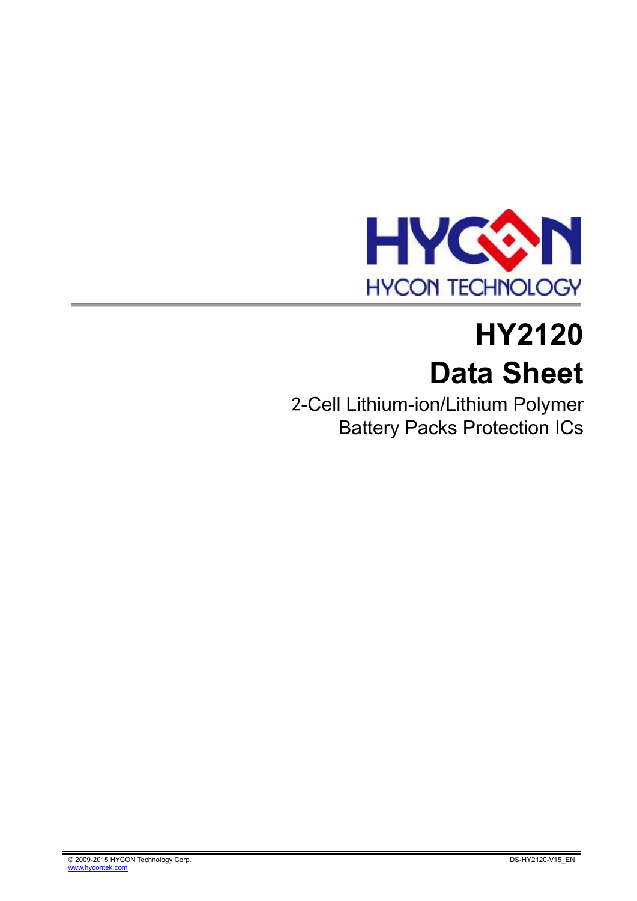HYCON TECHNOLOGY

# HY2120
# Data Sheet

2-Cell Lithium-ion/Lithium Polymer Battery Packs Protection ICs

© 2009-2015 HYCON Technology Corp.
www.hycontek.com

DS-HY2120-V15_EN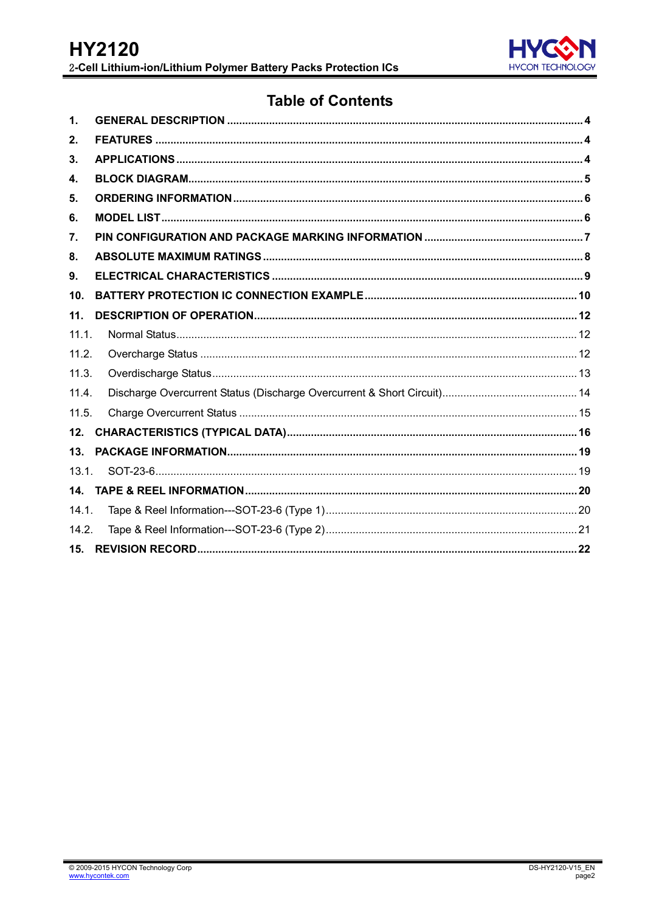# Table of Contents

1. **GENERAL DESCRIPTION** ..... 4
2. **FEATURES** ..... 4
3. **APPLICATIONS** ..... 4
4. **BLOCK DIAGRAM** ..... 5
5. **ORDERING INFORMATION** ..... 6
6. **MODEL LIST** ..... 6
7. **PIN CONFIGURATION AND PACKAGE MARKING INFORMATION** ..... 7
8. **ABSOLUTE MAXIMUM RATINGS** ..... 8
9. **ELECTRICAL CHARACTERISTICS** ..... 9
10. **BATTERY PROTECTION IC CONNECTION EXAMPLE** ..... 10
11. **DESCRIPTION OF OPERATION** ..... 12
    - 11.1. Normal Status ..... 12
    - 11.2. Overcharge Status ..... 12
    - 11.3. Overdischarge Status ..... 13
    - 11.4. Discharge Overcurrent Status (Discharge Overcurrent & Short Circuit) ..... 14
    - 11.5. Charge Overcurrent Status ..... 15
12. **CHARACTERISTICS (TYPICAL DATA)** ..... 16
13. **PACKAGE INFORMATION** ..... 19
    - 13.1. SOT-23-6 ..... 19
14. **TAPE & REEL INFORMATION** ..... 20
    - 14.1. Tape & Reel Information---SOT-23-6 (Type 1) ..... 20
    - 14.2. Tape & Reel Information---SOT-23-6 (Type 2) ..... 21
15. **REVISION RECORD** ..... 22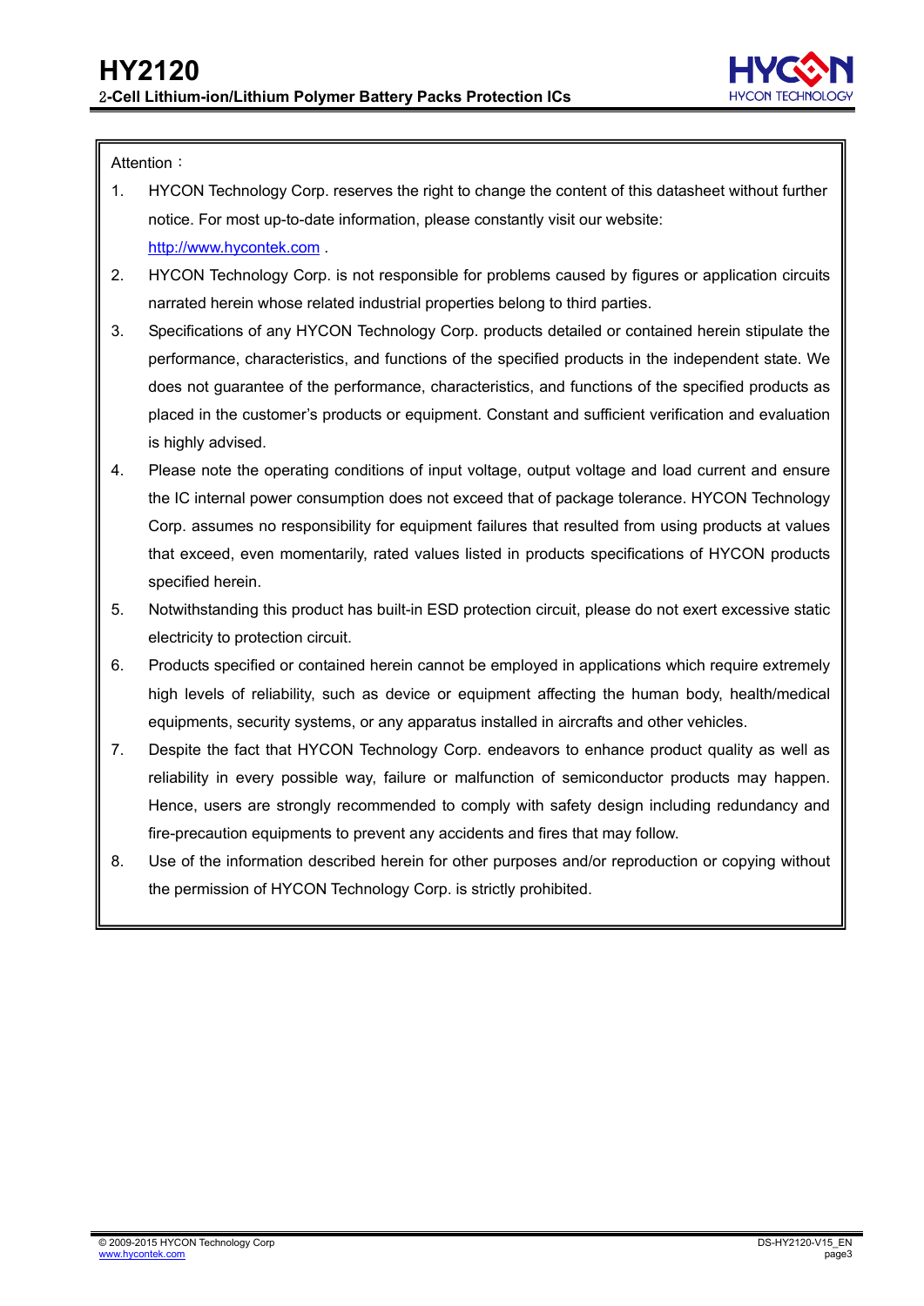Attention：

1. HYCON Technology Corp. reserves the right to change the content of this datasheet without further notice. For most up-to-date information, please constantly visit our website: http://www.hycontek.com .
2. HYCON Technology Corp. is not responsible for problems caused by figures or application circuits narrated herein whose related industrial properties belong to third parties.
3. Specifications of any HYCON Technology Corp. products detailed or contained herein stipulate the performance, characteristics, and functions of the specified products in the independent state. We does not guarantee of the performance, characteristics, and functions of the specified products as placed in the customer's products or equipment. Constant and sufficient verification and evaluation is highly advised.
4. Please note the operating conditions of input voltage, output voltage and load current and ensure the IC internal power consumption does not exceed that of package tolerance. HYCON Technology Corp. assumes no responsibility for equipment failures that resulted from using products at values that exceed, even momentarily, rated values listed in products specifications of HYCON products specified herein.
5. Notwithstanding this product has built-in ESD protection circuit, please do not exert excessive static electricity to protection circuit.
6. Products specified or contained herein cannot be employed in applications which require extremely high levels of reliability, such as device or equipment affecting the human body, health/medical equipments, security systems, or any apparatus installed in aircrafts and other vehicles.
7. Despite the fact that HYCON Technology Corp. endeavors to enhance product quality as well as reliability in every possible way, failure or malfunction of semiconductor products may happen. Hence, users are strongly recommended to comply with safety design including redundancy and fire-precaution equipments to prevent any accidents and fires that may follow.
8. Use of the information described herein for other purposes and/or reproduction or copying without the permission of HYCON Technology Corp. is strictly prohibited.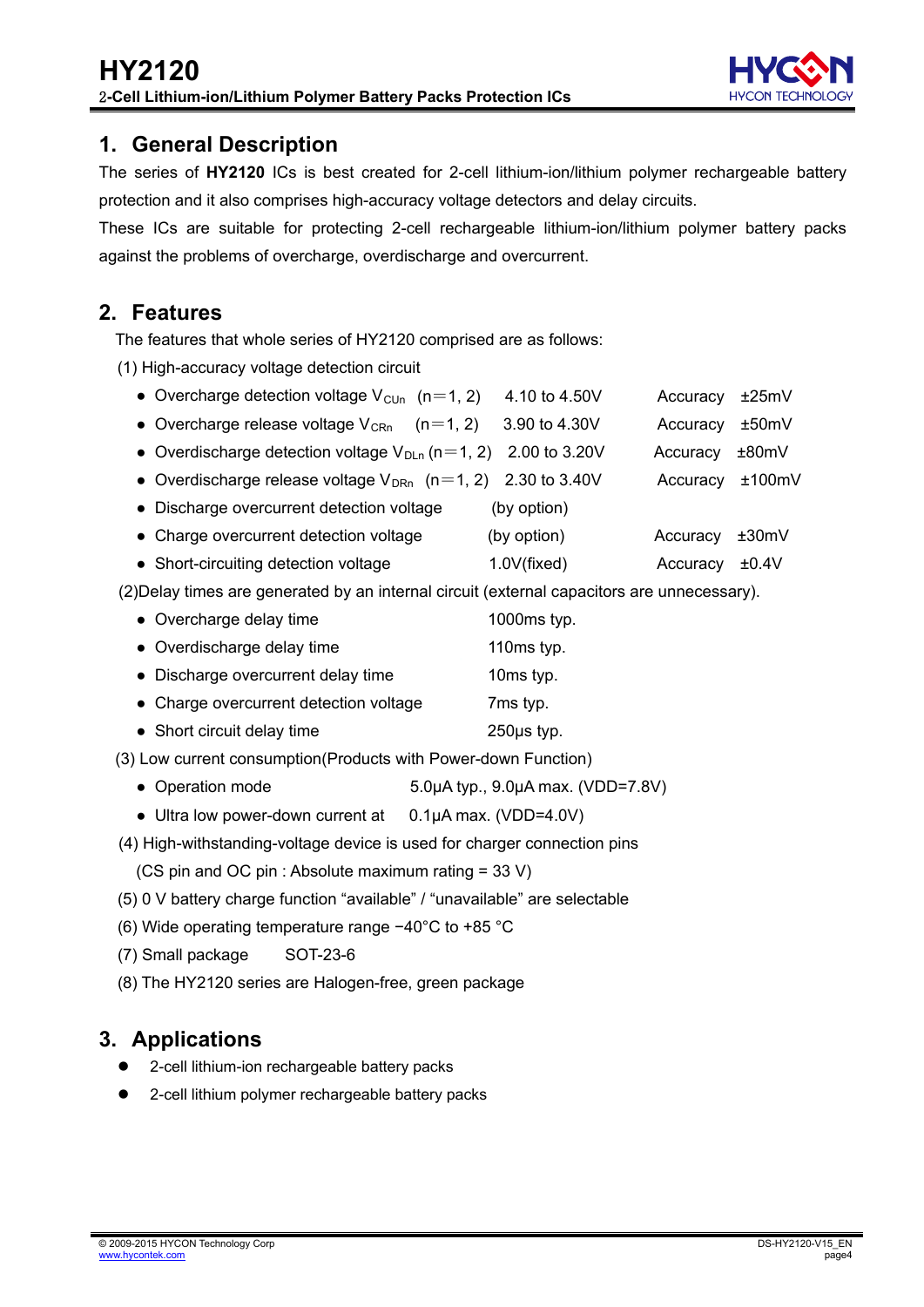## 1. General Description

The series of **HY2120** ICs is best created for 2-cell lithium-ion/lithium polymer rechargeable battery protection and it also comprises high-accuracy voltage detectors and delay circuits.

These ICs are suitable for protecting 2-cell rechargeable lithium-ion/lithium polymer battery packs against the problems of overcharge, overdischarge and overcurrent.

## 2. Features

The features that whole series of HY2120 comprised are as follows:

(1) High-accuracy voltage detection circuit

- Overcharge detection voltage $V_{CUn}$ (n＝1, 2) 4.10 to 4.50V Accuracy ±25mV
- Overcharge release voltage $V_{CRn}$ (n＝1, 2) 3.90 to 4.30V Accuracy ±50mV
- Overdischarge detection voltage $V_{DLn}$ (n＝1, 2) 2.00 to 3.20V Accuracy ±80mV
- Overdischarge release voltage $V_{DRn}$ (n＝1, 2) 2.30 to 3.40V Accuracy ±100mV
- Discharge overcurrent detection voltage (by option)
- Charge overcurrent detection voltage (by option) Accuracy ±30mV
- Short-circuiting detection voltage 1.0V(fixed) Accuracy ±0.4V

(2)Delay times are generated by an internal circuit (external capacitors are unnecessary).

- Overcharge delay time 1000ms typ.
- Overdischarge delay time 110ms typ.
- Discharge overcurrent delay time 10ms typ.
- Charge overcurrent detection voltage 7ms typ.
- Short circuit delay time 250µs typ.

(3) Low current consumption(Products with Power-down Function)

- Operation mode 5.0µA typ., 9.0µA max. (VDD=7.8V)
- Ultra low power-down current at 0.1µA max. (VDD=4.0V)

(4) High-withstanding-voltage device is used for charger connection pins

(CS pin and OC pin : Absolute maximum rating = 33 V)

(5) 0 V battery charge function “available” / “unavailable” are selectable

(6) Wide operating temperature range −40°C to +85 °C

(7) Small package SOT-23-6

(8) The HY2120 series are Halogen-free, green package

## 3. Applications

- 2-cell lithium-ion rechargeable battery packs
- 2-cell lithium polymer rechargeable battery packs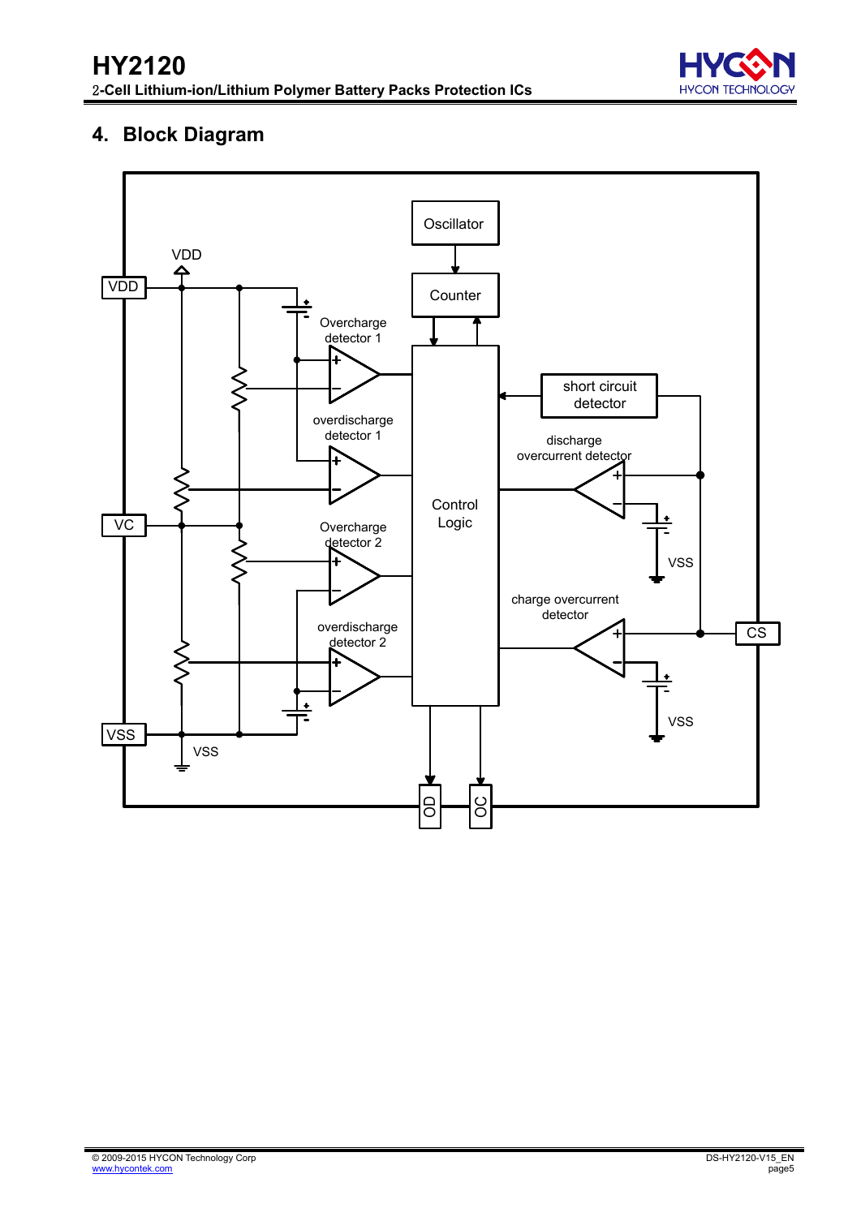## 4. Block Diagram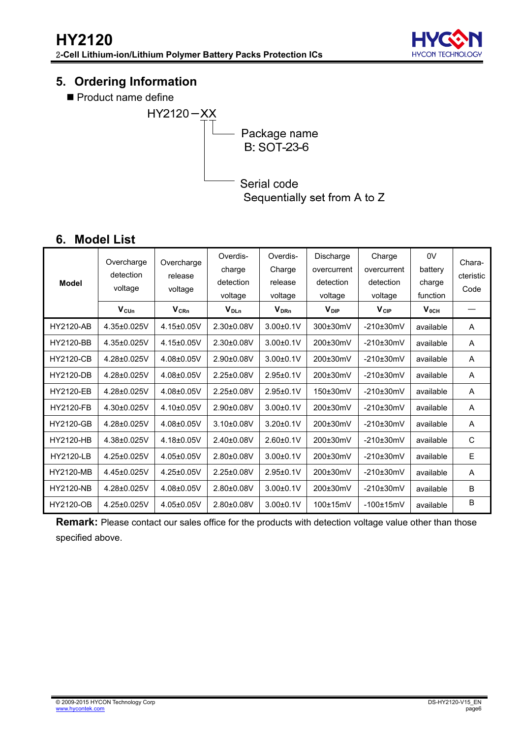## 5. Ordering Information

■ Product name define

HY2120－XX

- Package name
  B: SOT-23-6
- Serial code
  Sequentially set from A to Z

## 6. Model List

| Model | Overcharge detection voltage | Overcharge release voltage | Overdis-charge detection voltage | Overdis-Charge release voltage | Discharge overcurrent detection voltage | Charge overcurrent detection voltage | 0V battery charge function | Chara-cteristic Code |
|---|---|---|---|---|---|---|---|---|
| | $V_{CUn}$ | $V_{CRn}$ | $V_{DLn}$ | $V_{DRn}$ | $V_{DIP}$ | $V_{CIP}$ | $V_{0CH}$ | — |
| HY2120-AB | 4.35±0.025V | 4.15±0.05V | 2.30±0.08V | 3.00±0.1V | 300±30mV | -210±30mV | available | A |
| HY2120-BB | 4.35±0.025V | 4.15±0.05V | 2.30±0.08V | 3.00±0.1V | 200±30mV | -210±30mV | available | A |
| HY2120-CB | 4.28±0.025V | 4.08±0.05V | 2.90±0.08V | 3.00±0.1V | 200±30mV | -210±30mV | available | A |
| HY2120-DB | 4.28±0.025V | 4.08±0.05V | 2.25±0.08V | 2.95±0.1V | 200±30mV | -210±30mV | available | A |
| HY2120-EB | 4.28±0.025V | 4.08±0.05V | 2.25±0.08V | 2.95±0.1V | 150±30mV | -210±30mV | available | A |
| HY2120-FB | 4.30±0.025V | 4.10±0.05V | 2.90±0.08V | 3.00±0.1V | 200±30mV | -210±30mV | available | A |
| HY2120-GB | 4.28±0.025V | 4.08±0.05V | 3.10±0.08V | 3.20±0.1V | 200±30mV | -210±30mV | available | A |
| HY2120-HB | 4.38±0.025V | 4.18±0.05V | 2.40±0.08V | 2.60±0.1V | 200±30mV | -210±30mV | available | C |
| HY2120-LB | 4.25±0.025V | 4.05±0.05V | 2.80±0.08V | 3.00±0.1V | 200±30mV | -210±30mV | available | E |
| HY2120-MB | 4.45±0.025V | 4.25±0.05V | 2.25±0.08V | 2.95±0.1V | 200±30mV | -210±30mV | available | A |
| HY2120-NB | 4.28±0.025V | 4.08±0.05V | 2.80±0.08V | 3.00±0.1V | 200±30mV | -210±30mV | available | B |
| HY2120-OB | 4.25±0.025V | 4.05±0.05V | 2.80±0.08V | 3.00±0.1V | 100±15mV | -100±15mV | available | B |

**Remark:** Please contact our sales office for the products with detection voltage value other than those specified above.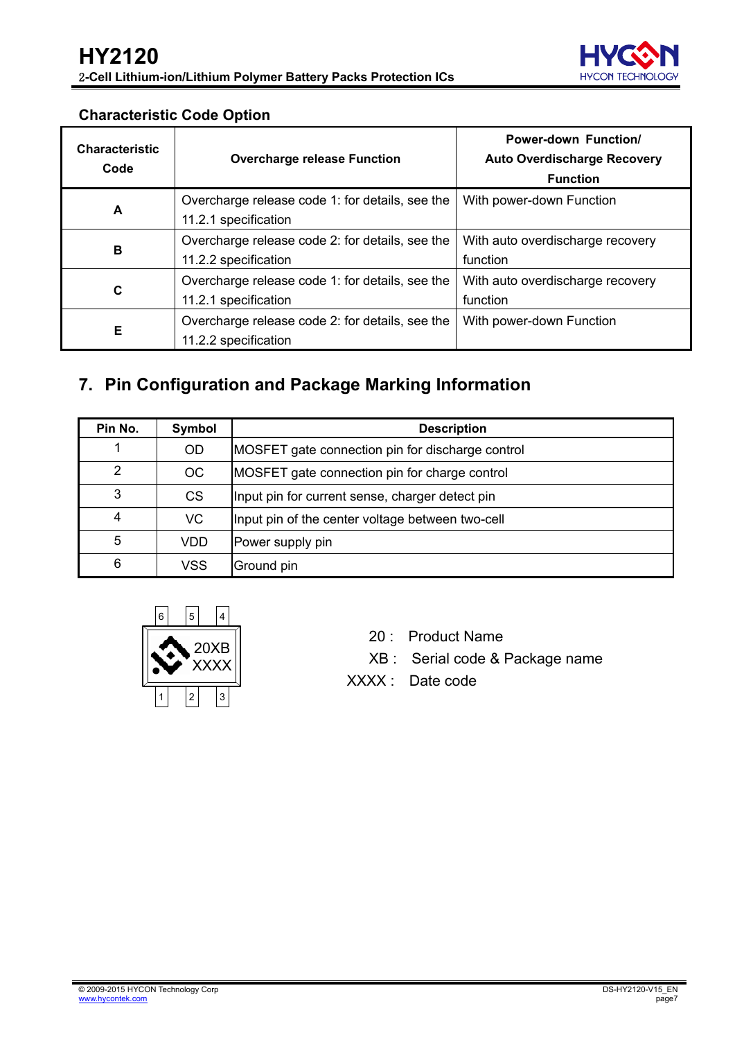### Characteristic Code Option

| Characteristic Code | Overcharge release Function | Power-down Function/ Auto Overdischarge Recovery Function |
|---|---|---|
| A | Overcharge release code 1: for details, see the 11.2.1 specification | With power-down Function |
| B | Overcharge release code 2: for details, see the 11.2.2 specification | With auto overdischarge recovery function |
| C | Overcharge release code 1: for details, see the 11.2.1 specification | With auto overdischarge recovery function |
| E | Overcharge release code 2: for details, see the 11.2.2 specification | With power-down Function |

## 7. Pin Configuration and Package Marking Information

| Pin No. | Symbol | Description |
|---|---|---|
| 1 | OD | MOSFET gate connection pin for discharge control |
| 2 | OC | MOSFET gate connection pin for charge control |
| 3 | CS | Input pin for current sense, charger detect pin |
| 4 | VC | Input pin of the center voltage between two-cell |
| 5 | VDD | Power supply pin |
| 6 | VSS | Ground pin |

6 5 4

20XB
XXXX

1 2 3

20 : Product Name

XB : Serial code & Package name

XXXX : Date code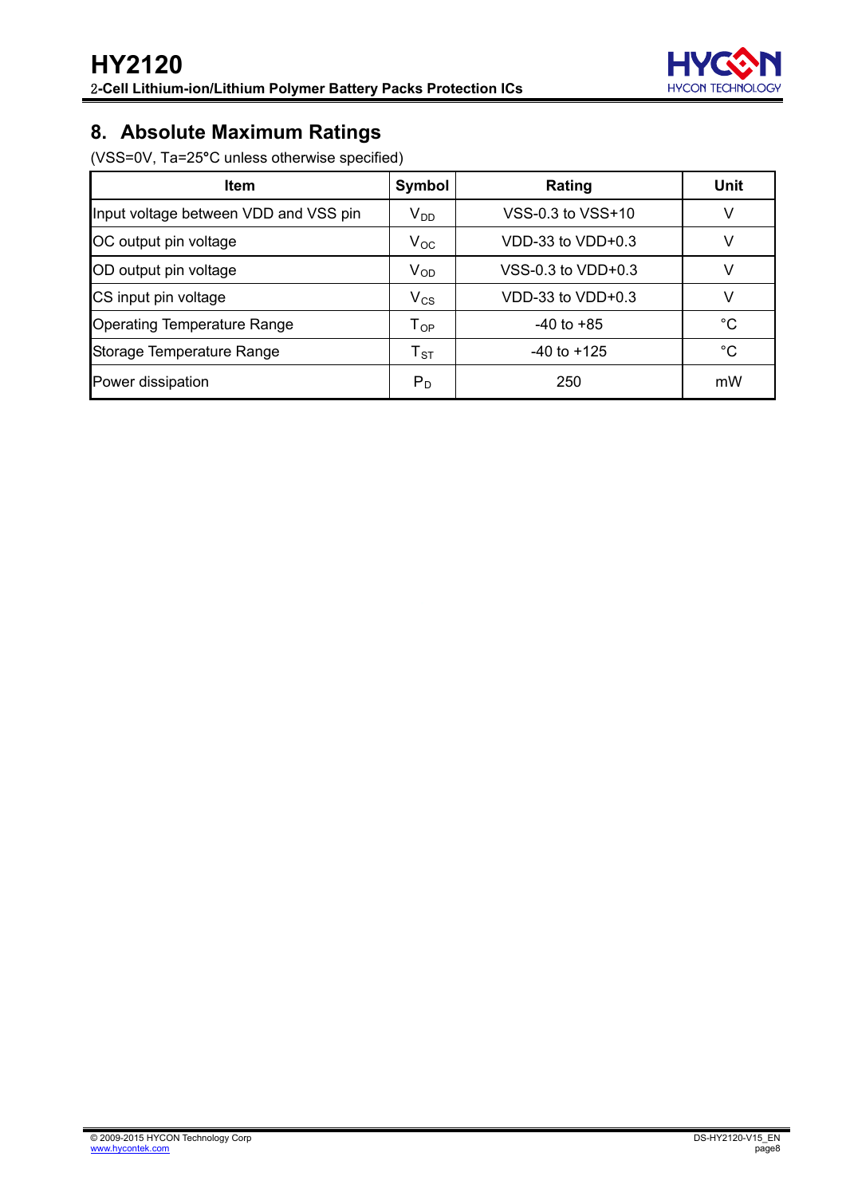## 8. Absolute Maximum Ratings

(VSS=0V, Ta=25°C unless otherwise specified)

| Item | Symbol | Rating | Unit |
|---|---|---|---|
| Input voltage between VDD and VSS pin | $V_{DD}$ | VSS-0.3 to VSS+10 | V |
| OC output pin voltage | $V_{OC}$ | VDD-33 to VDD+0.3 | V |
| OD output pin voltage | $V_{OD}$ | VSS-0.3 to VDD+0.3 | V |
| CS input pin voltage | $V_{CS}$ | VDD-33 to VDD+0.3 | V |
| Operating Temperature Range | $T_{OP}$ | -40 to +85 | °C |
| Storage Temperature Range | $T_{ST}$ | -40 to +125 | °C |
| Power dissipation | $P_D$ | 250 | mW |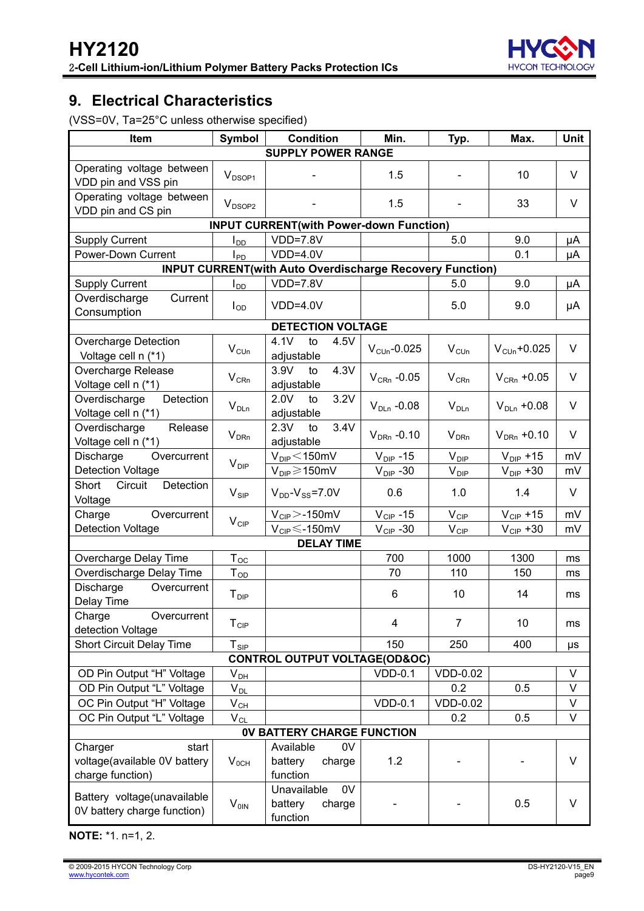## 9. Electrical Characteristics

(VSS=0V, Ta=25°C unless otherwise specified)

| Item | Symbol | Condition | Min. | Typ. | Max. | Unit |
|---|---|---|---|---|---|---|
| **SUPPLY POWER RANGE** | | | | | | |
| Operating voltage between VDD pin and VSS pin | $V_{DSOP1}$ | - | 1.5 | - | 10 | V |
| Operating voltage between VDD pin and CS pin | $V_{DSOP2}$ | - | 1.5 | - | 33 | V |
| **INPUT CURRENT(with Power-down Function)** | | | | | | |
| Supply Current | $I_{DD}$ | VDD=7.8V | | 5.0 | 9.0 | μA |
| Power-Down Current | $I_{PD}$ | VDD=4.0V | | | 0.1 | μA |
| **INPUT CURRENT(with Auto Overdischarge Recovery Function)** | | | | | | |
| Supply Current | $I_{DD}$ | VDD=7.8V | | 5.0 | 9.0 | μA |
| Overdischarge Current Consumption | $I_{OD}$ | VDD=4.0V | | 5.0 | 9.0 | μA |
| **DETECTION VOLTAGE** | | | | | | |
| Overcharge Detection Voltage cell n (*1) | $V_{CUn}$ | 4.1V to 4.5V adjustable | $V_{CUn}$-0.025 | $V_{CUn}$ | $V_{CUn}$+0.025 | V |
| Overcharge Release Voltage cell n (*1) | $V_{CRn}$ | 3.9V to 4.3V adjustable | $V_{CRn}$ -0.05 | $V_{CRn}$ | $V_{CRn}$ +0.05 | V |
| Overdischarge Detection Voltage cell n (*1) | $V_{DLn}$ | 2.0V to 3.2V adjustable | $V_{DLn}$ -0.08 | $V_{DLn}$ | $V_{DLn}$ +0.08 | V |
| Overdischarge Release Voltage cell n (*1) | $V_{DRn}$ | 2.3V to 3.4V adjustable | $V_{DRn}$ -0.10 | $V_{DRn}$ | $V_{DRn}$ +0.10 | V |
| Discharge Overcurrent Detection Voltage | $V_{DIP}$ | $V_{DIP}$<150mV | $V_{DIP}$ -15 | $V_{DIP}$ | $V_{DIP}$ +15 | mV |
| | | $V_{DIP}$≥150mV | $V_{DIP}$ -30 | $V_{DIP}$ | $V_{DIP}$ +30 | mV |
| Short Circuit Detection Voltage | $V_{SIP}$ | $V_{DD}$-$V_{SS}$=7.0V | 0.6 | 1.0 | 1.4 | V |
| Charge Overcurrent Detection Voltage | $V_{CIP}$ | $V_{CIP}$>-150mV | $V_{CIP}$ -15 | $V_{CIP}$ | $V_{CIP}$ +15 | mV |
| | | $V_{CIP}$≤-150mV | $V_{CIP}$ -30 | $V_{CIP}$ | $V_{CIP}$ +30 | mV |
| **DELAY TIME** | | | | | | |
| Overcharge Delay Time | $T_{OC}$ | | 700 | 1000 | 1300 | ms |
| Overdischarge Delay Time | $T_{OD}$ | | 70 | 110 | 150 | ms |
| Discharge Overcurrent Delay Time | $T_{DIP}$ | | 6 | 10 | 14 | ms |
| Charge Overcurrent detection Voltage | $T_{CIP}$ | | 4 | 7 | 10 | ms |
| Short Circuit Delay Time | $T_{SIP}$ | | 150 | 250 | 400 | μs |
| **CONTROL OUTPUT VOLTAGE(OD&OC)** | | | | | | |
| OD Pin Output "H" Voltage | $V_{DH}$ | | VDD-0.1 | VDD-0.02 | | V |
| OD Pin Output "L" Voltage | $V_{DL}$ | | | 0.2 | 0.5 | V |
| OC Pin Output "H" Voltage | $V_{CH}$ | | VDD-0.1 | VDD-0.02 | | V |
| OC Pin Output "L" Voltage | $V_{CL}$ | | | 0.2 | 0.5 | V |
| **0V BATTERY CHARGE FUNCTION** | | | | | | |
| Charger start voltage(available 0V battery charge function) | $V_{0CH}$ | Available 0V battery charge function | 1.2 | - | - | V |
| Battery voltage(unavailable 0V battery charge function) | $V_{0IN}$ | Unavailable 0V battery charge function | - | - | 0.5 | V |

**NOTE:** *1. n=1, 2.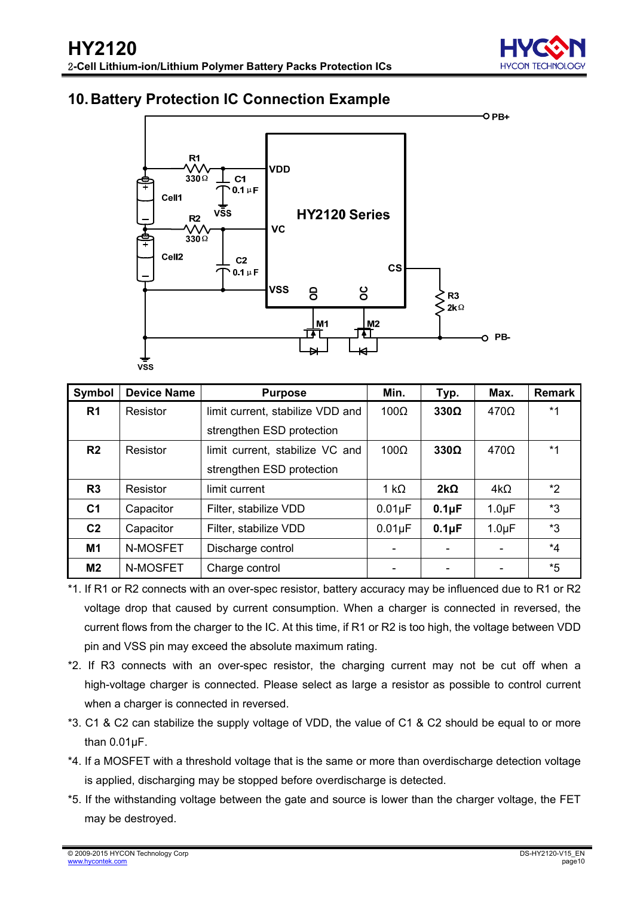## 10. Battery Protection IC Connection Example

| Symbol | Device Name | Purpose | Min. | Typ. | Max. | Remark |
|---|---|---|---|---|---|---|
| **R1** | Resistor | limit current, stabilize VDD and strengthen ESD protection | 100Ω | **330Ω** | 470Ω | *1 |
| **R2** | Resistor | limit current, stabilize VC and strengthen ESD protection | 100Ω | **330Ω** | 470Ω | *1 |
| **R3** | Resistor | limit current | 1 kΩ | **2kΩ** | 4kΩ | *2 |
| **C1** | Capacitor | Filter, stabilize VDD | 0.01μF | **0.1μF** | 1.0μF | *3 |
| **C2** | Capacitor | Filter, stabilize VDD | 0.01μF | **0.1μF** | 1.0μF | *3 |
| **M1** | N-MOSFET | Discharge control | - | - | - | *4 |
| **M2** | N-MOSFET | Charge control | - | - | - | *5 |

*1. If R1 or R2 connects with an over-spec resistor, battery accuracy may be influenced due to R1 or R2 voltage drop that caused by current consumption. When a charger is connected in reversed, the current flows from the charger to the IC. At this time, if R1 or R2 is too high, the voltage between VDD pin and VSS pin may exceed the absolute maximum rating.

*2. If R3 connects with an over-spec resistor, the charging current may not be cut off when a high-voltage charger is connected. Please select as large a resistor as possible to control current when a charger is connected in reversed.

*3. C1 & C2 can stabilize the supply voltage of VDD, the value of C1 & C2 should be equal to or more than 0.01μF.

*4. If a MOSFET with a threshold voltage that is the same or more than overdischarge detection voltage is applied, discharging may be stopped before overdischarge is detected.

*5. If the withstanding voltage between the gate and source is lower than the charger voltage, the FET may be destroyed.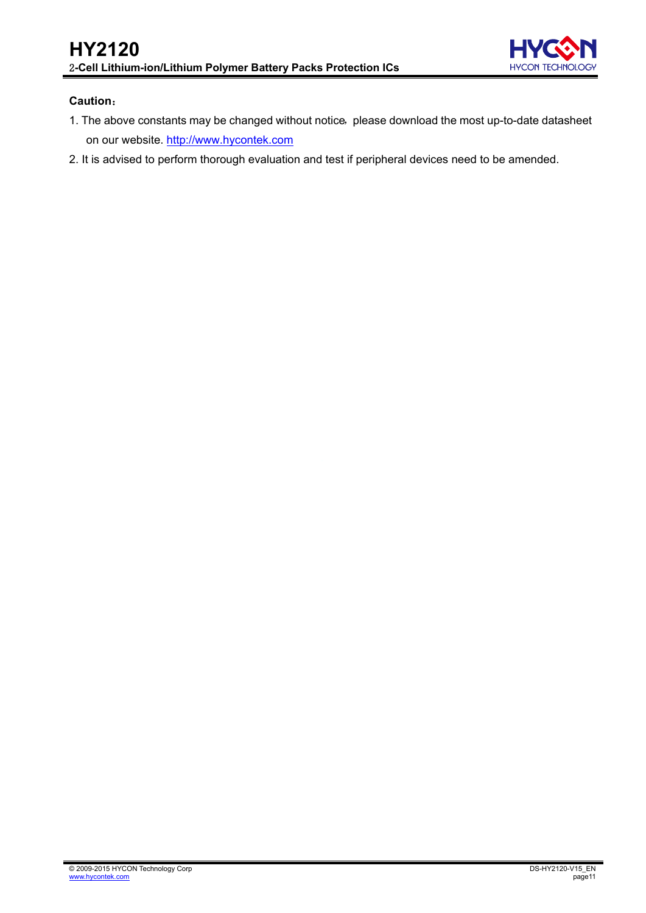**Caution：**

1. The above constants may be changed without notice, please download the most up-to-date datasheet on our website. http://www.hycontek.com
2. It is advised to perform thorough evaluation and test if peripheral devices need to be amended.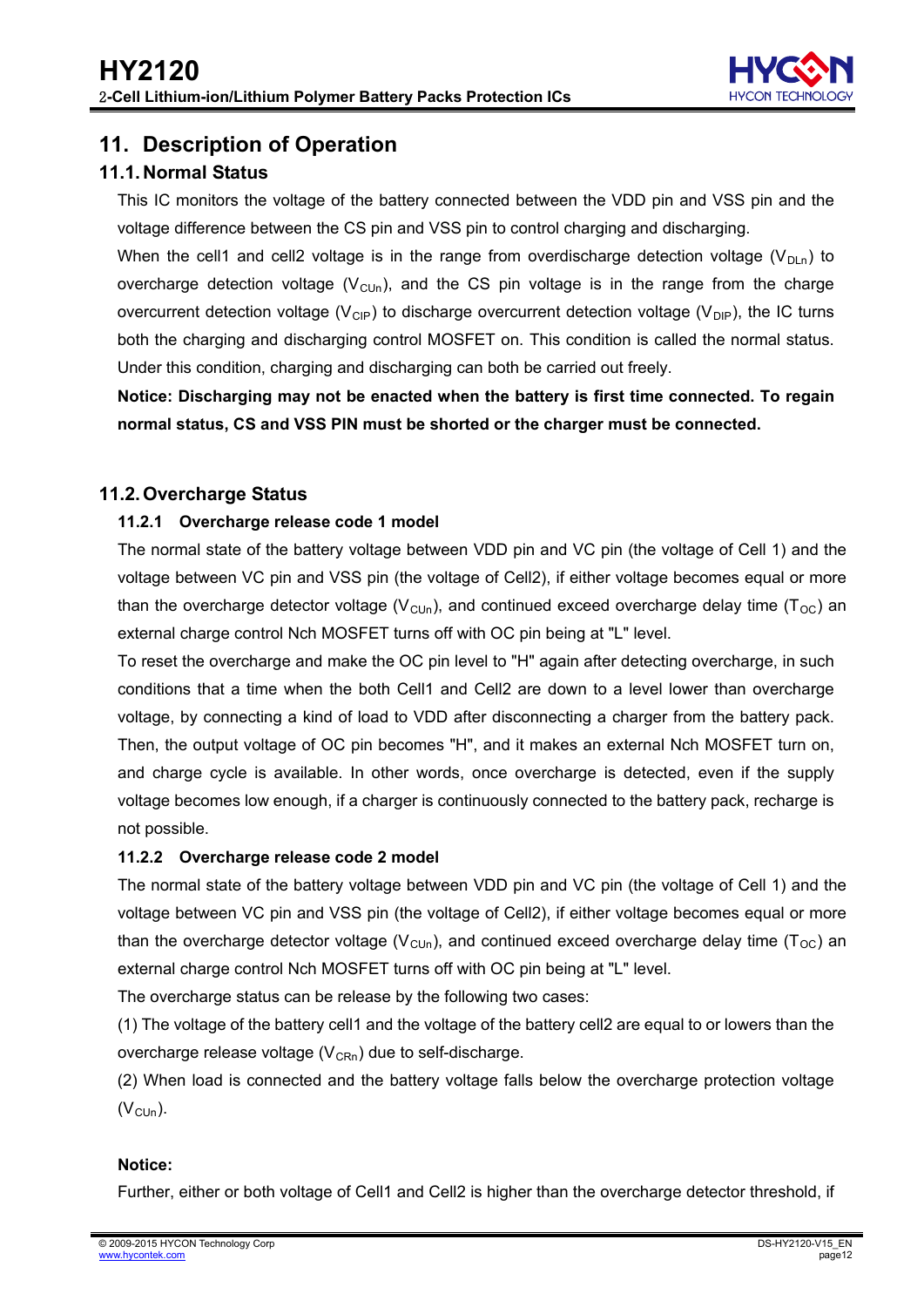## 11. Description of Operation

### 11.1. Normal Status

This IC monitors the voltage of the battery connected between the VDD pin and VSS pin and the voltage difference between the CS pin and VSS pin to control charging and discharging.

When the cell1 and cell2 voltage is in the range from overdischarge detection voltage ($V_{DLn}$) to overcharge detection voltage ($V_{CUn}$), and the CS pin voltage is in the range from the charge overcurrent detection voltage ($V_{CIP}$) to discharge overcurrent detection voltage ($V_{DIP}$), the IC turns both the charging and discharging control MOSFET on. This condition is called the normal status. Under this condition, charging and discharging can both be carried out freely.

**Notice: Discharging may not be enacted when the battery is first time connected. To regain normal status, CS and VSS PIN must be shorted or the charger must be connected.**

### 11.2. Overcharge Status

#### 11.2.1 Overcharge release code 1 model

The normal state of the battery voltage between VDD pin and VC pin (the voltage of Cell 1) and the voltage between VC pin and VSS pin (the voltage of Cell2), if either voltage becomes equal or more than the overcharge detector voltage ($V_{CUn}$), and continued exceed overcharge delay time ($T_{OC}$) an external charge control Nch MOSFET turns off with OC pin being at "L" level.

To reset the overcharge and make the OC pin level to "H" again after detecting overcharge, in such conditions that a time when the both Cell1 and Cell2 are down to a level lower than overcharge voltage, by connecting a kind of load to VDD after disconnecting a charger from the battery pack. Then, the output voltage of OC pin becomes "H", and it makes an external Nch MOSFET turn on, and charge cycle is available. In other words, once overcharge is detected, even if the supply voltage becomes low enough, if a charger is continuously connected to the battery pack, recharge is not possible.

#### 11.2.2 Overcharge release code 2 model

The normal state of the battery voltage between VDD pin and VC pin (the voltage of Cell 1) and the voltage between VC pin and VSS pin (the voltage of Cell2), if either voltage becomes equal or more than the overcharge detector voltage ($V_{CUn}$), and continued exceed overcharge delay time ($T_{OC}$) an external charge control Nch MOSFET turns off with OC pin being at "L" level.

The overcharge status can be release by the following two cases:

(1) The voltage of the battery cell1 and the voltage of the battery cell2 are equal to or lowers than the overcharge release voltage ($V_{CRn}$) due to self-discharge.

(2) When load is connected and the battery voltage falls below the overcharge protection voltage ($V_{CUn}$).

**Notice:**

Further, either or both voltage of Cell1 and Cell2 is higher than the overcharge detector threshold, if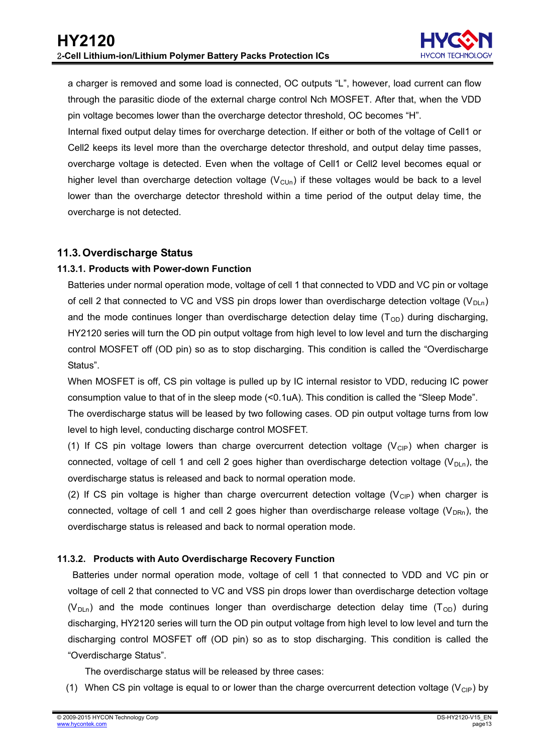a charger is removed and some load is connected, OC outputs "L", however, load current can flow through the parasitic diode of the external charge control Nch MOSFET. After that, when the VDD pin voltage becomes lower than the overcharge detector threshold, OC becomes "H".

Internal fixed output delay times for overcharge detection. If either or both of the voltage of Cell1 or Cell2 keeps its level more than the overcharge detector threshold, and output delay time passes, overcharge voltage is detected. Even when the voltage of Cell1 or Cell2 level becomes equal or higher level than overcharge detection voltage ($V_{CUn}$) if these voltages would be back to a level lower than the overcharge detector threshold within a time period of the output delay time, the overcharge is not detected.

## 11.3. Overdischarge Status

### 11.3.1. Products with Power-down Function

Batteries under normal operation mode, voltage of cell 1 that connected to VDD and VC pin or voltage of cell 2 that connected to VC and VSS pin drops lower than overdischarge detection voltage ($V_{DLn}$) and the mode continues longer than overdischarge detection delay time ($T_{OD}$) during discharging, HY2120 series will turn the OD pin output voltage from high level to low level and turn the discharging control MOSFET off (OD pin) so as to stop discharging. This condition is called the "Overdischarge Status".

When MOSFET is off, CS pin voltage is pulled up by IC internal resistor to VDD, reducing IC power consumption value to that of in the sleep mode (<0.1uA). This condition is called the "Sleep Mode".

The overdischarge status will be leased by two following cases. OD pin output voltage turns from low level to high level, conducting discharge control MOSFET.

(1) If CS pin voltage lowers than charge overcurrent detection voltage ($V_{CIP}$) when charger is connected, voltage of cell 1 and cell 2 goes higher than overdischarge detection voltage ($V_{DLn}$), the overdischarge status is released and back to normal operation mode.

(2) If CS pin voltage is higher than charge overcurrent detection voltage ($V_{CIP}$) when charger is connected, voltage of cell 1 and cell 2 goes higher than overdischarge release voltage ($V_{DRn}$), the overdischarge status is released and back to normal operation mode.

### 11.3.2. Products with Auto Overdischarge Recovery Function

Batteries under normal operation mode, voltage of cell 1 that connected to VDD and VC pin or voltage of cell 2 that connected to VC and VSS pin drops lower than overdischarge detection voltage ($V_{DLn}$) and the mode continues longer than overdischarge detection delay time ($T_{OD}$) during discharging, HY2120 series will turn the OD pin output voltage from high level to low level and turn the discharging control MOSFET off (OD pin) so as to stop discharging. This condition is called the "Overdischarge Status".

The overdischarge status will be released by three cases:

(1) When CS pin voltage is equal to or lower than the charge overcurrent detection voltage ($V_{CIP}$) by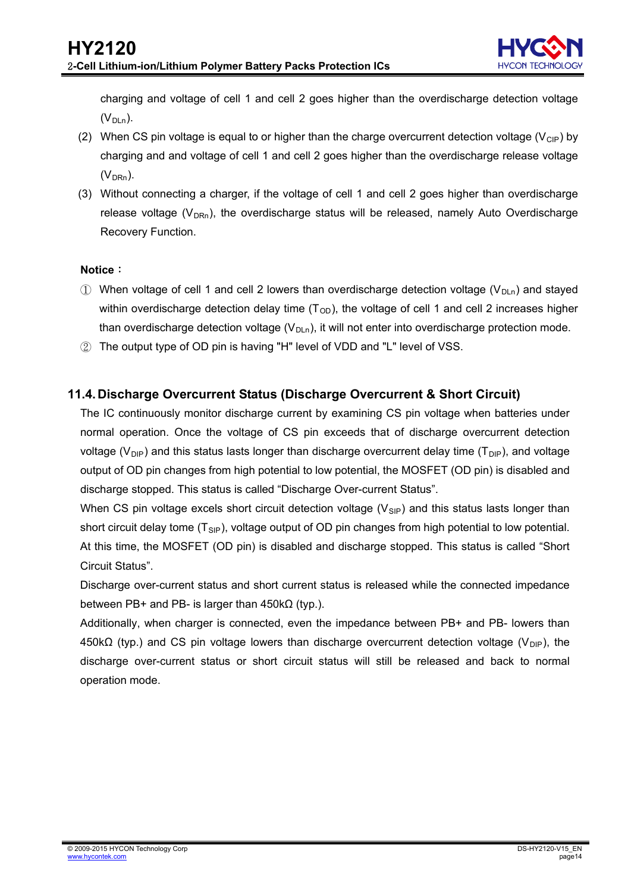charging and voltage of cell 1 and cell 2 goes higher than the overdischarge detection voltage ($V_{DLn}$).

(2) When CS pin voltage is equal to or higher than the charge overcurrent detection voltage ($V_{CIP}$) by charging and and voltage of cell 1 and cell 2 goes higher than the overdischarge release voltage ($V_{DRn}$).

(3) Without connecting a charger, if the voltage of cell 1 and cell 2 goes higher than overdischarge release voltage ($V_{DRn}$), the overdischarge status will be released, namely Auto Overdischarge Recovery Function.

**Notice：**

① When voltage of cell 1 and cell 2 lowers than overdischarge detection voltage ($V_{DLn}$) and stayed within overdischarge detection delay time ($T_{OD}$), the voltage of cell 1 and cell 2 increases higher than overdischarge detection voltage ($V_{DLn}$), it will not enter into overdischarge protection mode.

② The output type of OD pin is having "H" level of VDD and "L" level of VSS.

## 11.4. Discharge Overcurrent Status (Discharge Overcurrent & Short Circuit)

The IC continuously monitor discharge current by examining CS pin voltage when batteries under normal operation. Once the voltage of CS pin exceeds that of discharge overcurrent detection voltage ($V_{DIP}$) and this status lasts longer than discharge overcurrent delay time ($T_{DIP}$), and voltage output of OD pin changes from high potential to low potential, the MOSFET (OD pin) is disabled and discharge stopped. This status is called "Discharge Over-current Status".

When CS pin voltage excels short circuit detection voltage ($V_{SIP}$) and this status lasts longer than short circuit delay tome ($T_{SIP}$), voltage output of OD pin changes from high potential to low potential. At this time, the MOSFET (OD pin) is disabled and discharge stopped. This status is called "Short Circuit Status".

Discharge over-current status and short current status is released while the connected impedance between PB+ and PB- is larger than 450kΩ (typ.).

Additionally, when charger is connected, even the impedance between PB+ and PB- lowers than 450kΩ (typ.) and CS pin voltage lowers than discharge overcurrent detection voltage ($V_{DIP}$), the discharge over-current status or short circuit status will still be released and back to normal operation mode.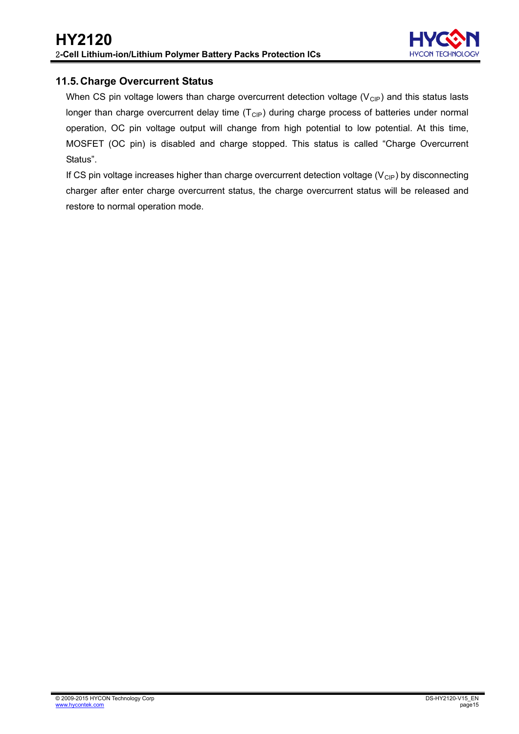## 11.5. Charge Overcurrent Status

When CS pin voltage lowers than charge overcurrent detection voltage ($V_{CIP}$) and this status lasts longer than charge overcurrent delay time ($T_{CIP}$) during charge process of batteries under normal operation, OC pin voltage output will change from high potential to low potential. At this time, MOSFET (OC pin) is disabled and charge stopped. This status is called "Charge Overcurrent Status".

If CS pin voltage increases higher than charge overcurrent detection voltage ($V_{CIP}$) by disconnecting charger after enter charge overcurrent status, the charge overcurrent status will be released and restore to normal operation mode.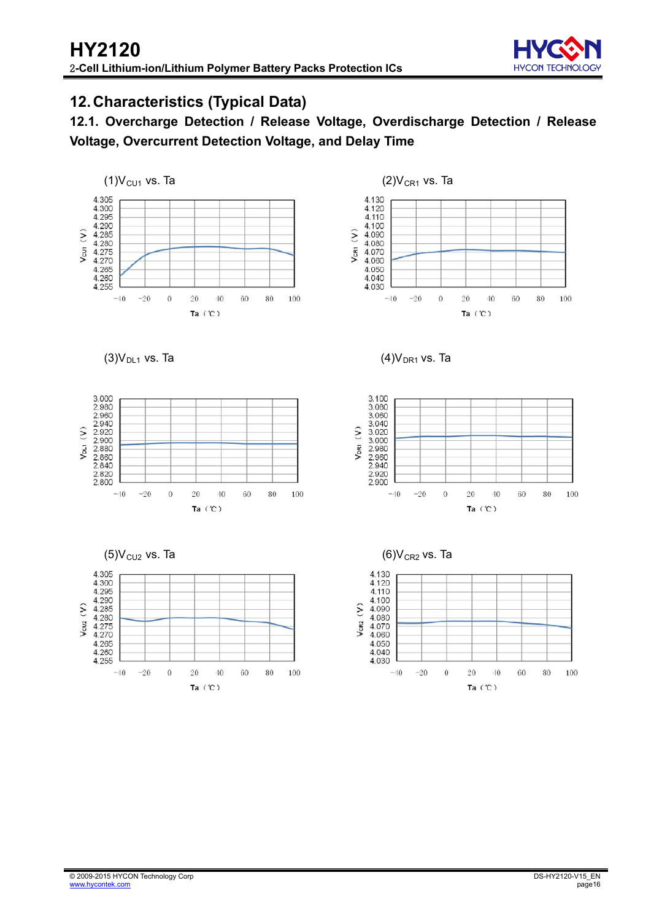## 12. Characteristics (Typical Data)

### 12.1. Overcharge Detection / Release Voltage, Overdischarge Detection / Release Voltage, Overcurrent Detection Voltage, and Delay Time

(1) $V_{CU1}$ vs. Ta

(2) $V_{CR1}$ vs. Ta

(3) $V_{DL1}$ vs. Ta

(4) $V_{DR1}$ vs. Ta

(5) $V_{CU2}$ vs. Ta

(6) $V_{CR2}$ vs. Ta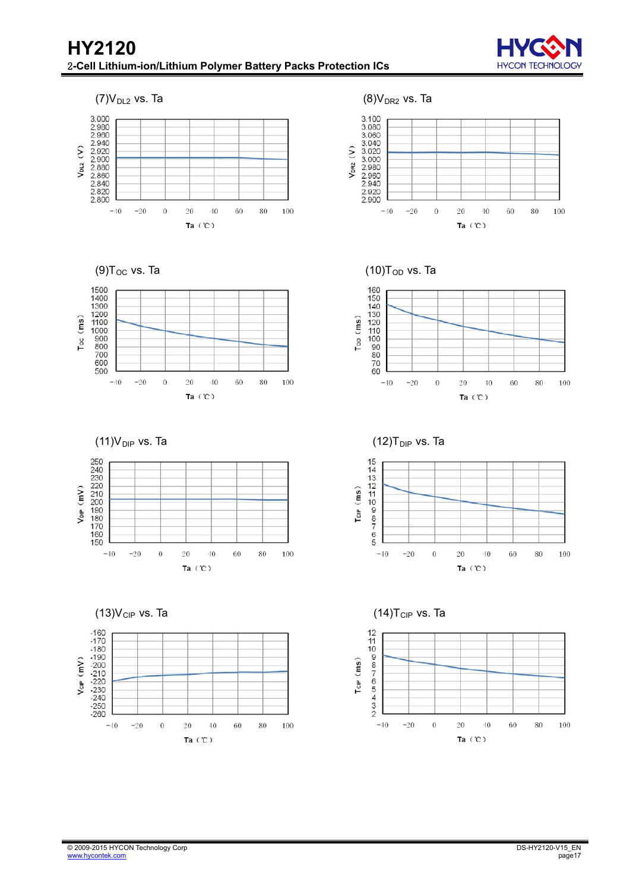(7)$V_{DL2}$ vs. Ta

$V_{DL2}$ (V): 3.000, 2.980, 2.960, 2.940, 2.920, 2.900, 2.880, 2.860, 2.840, 2.820, 2.800

Ta (℃): -40, -20, 0, 20, 40, 60, 80, 100

(8)$V_{DR2}$ vs. Ta

$V_{DR2}$ (V): 3.100, 3.080, 3.060, 3.040, 3.020, 3.000, 2.980, 2.960, 2.940, 2.920, 2.900

Ta (℃): -40, -20, 0, 20, 40, 60, 80, 100

(9)$T_{OC}$ vs. Ta

$T_{OC}$ (ms): 1500, 1400, 1300, 1200, 1100, 1000, 900, 800, 700, 600, 500

Ta (℃): -40, -20, 0, 20, 40, 60, 80, 100

(10)$T_{OD}$ vs. Ta

$T_{OD}$ (ms): 160, 150, 140, 130, 120, 110, 100, 90, 80, 70, 60

Ta (℃): -40, -20, 0, 20, 40, 60, 80, 100

(11)$V_{DIP}$ vs. Ta

$V_{DIP}$ (mV): 250, 240, 230, 220, 210, 200, 190, 180, 170, 160, 150

Ta (℃): -40, -20, 0, 20, 40, 60, 80, 100

(12)$T_{DIP}$ vs. Ta

$T_{DIP}$ (ms): 15, 14, 13, 12, 11, 10, 9, 8, 7, 6, 5

Ta (℃): -40, -20, 0, 20, 40, 60, 80, 100

(13)$V_{CIP}$ vs. Ta

$V_{CIP}$ (mV): -160, -170, -180, -190, -200, -210, -220, -230, -240, -250, -260

Ta (℃): -40, -20, 0, 20, 40, 60, 80, 100

(14)$T_{CIP}$ vs. Ta

$T_{CIP}$ (ms): 12, 11, 10, 9, 8, 7, 6, 5, 4, 3, 2

Ta (℃): -40, -20, 0, 20, 40, 60, 80, 100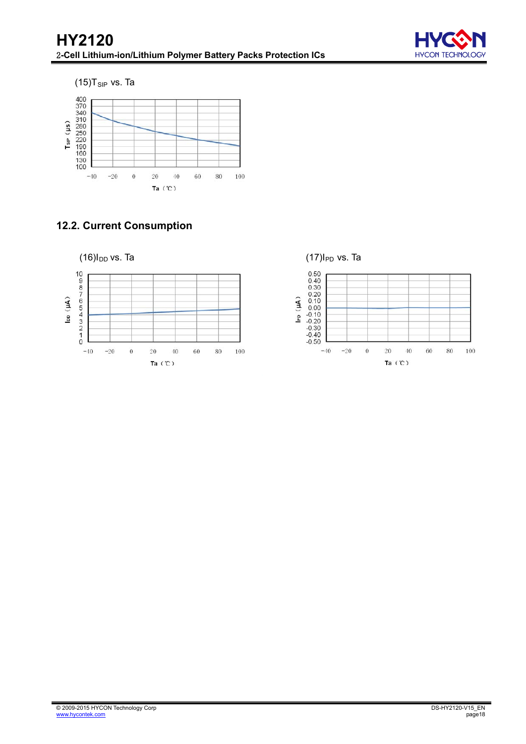(15) $T_{SIP}$ vs. Ta

## 12.2. Current Consumption

(16) $I_{DD}$ vs. Ta

(17) $I_{PD}$ vs. Ta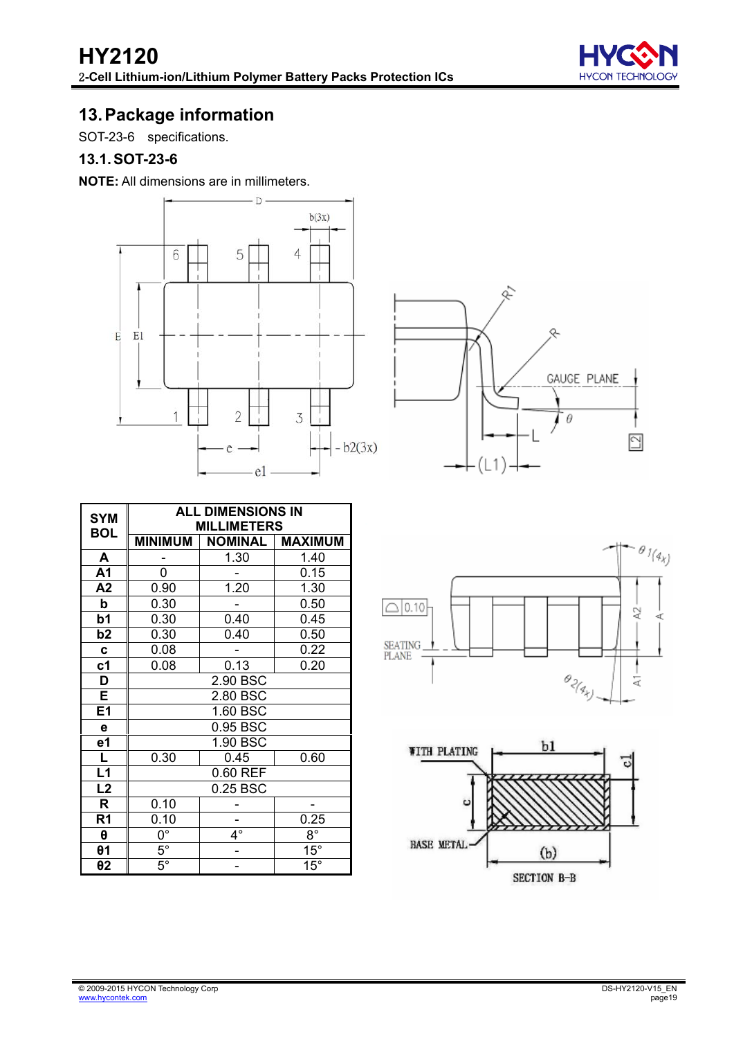## 13. Package information

SOT-23-6 specifications.

### 13.1. SOT-23-6

**NOTE:** All dimensions are in millimeters.

| SYMBOL | ALL DIMENSIONS IN MILLIMETERS | | |
|---|---|---|---|
| | MINIMUM | NOMINAL | MAXIMUM |
| A | - | 1.30 | 1.40 |
| A1 | 0 | - | 0.15 |
| A2 | 0.90 | 1.20 | 1.30 |
| b | 0.30 | - | 0.50 |
| b1 | 0.30 | 0.40 | 0.45 |
| b2 | 0.30 | 0.40 | 0.50 |
| c | 0.08 | - | 0.22 |
| c1 | 0.08 | 0.13 | 0.20 |
| D | 2.90 BSC | | |
| E | 2.80 BSC | | |
| E1 | 1.60 BSC | | |
| e | 0.95 BSC | | |
| e1 | 1.90 BSC | | |
| L | 0.30 | 0.45 | 0.60 |
| L1 | 0.60 REF | | |
| L2 | 0.25 BSC | | |
| R | 0.10 | - | - |
| R1 | 0.10 | - | 0.25 |
| θ | 0° | 4° | 8° |
| θ1 | 5° | - | 15° |
| θ2 | 5° | - | 15° |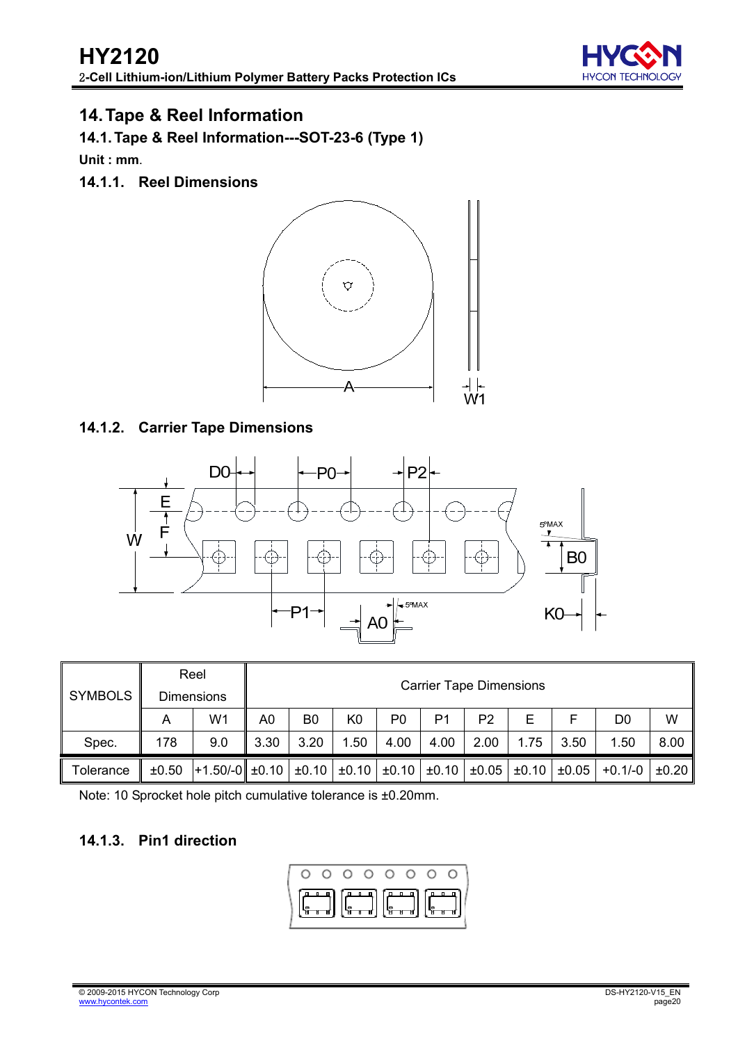## 14. Tape & Reel Information

### 14.1. Tape & Reel Information---SOT-23-6 (Type 1)

**Unit : mm**.

#### 14.1.1. Reel Dimensions

#### 14.1.2. Carrier Tape Dimensions

| SYMBOLS | Reel Dimensions | | Carrier Tape Dimensions | | | | | | | | | |
|---|---|---|---|---|---|---|---|---|---|---|---|---|
| | A | W1 | A0 | B0 | K0 | P0 | P1 | P2 | E | F | D0 | W |
| Spec. | 178 | 9.0 | 3.30 | 3.20 | 1.50 | 4.00 | 4.00 | 2.00 | 1.75 | 3.50 | 1.50 | 8.00 |
| Tolerance | ±0.50 | +1.50/-0 | ±0.10 | ±0.10 | ±0.10 | ±0.10 | ±0.10 | ±0.05 | ±0.10 | ±0.05 | +0.1/-0 | ±0.20 |

Note: 10 Sprocket hole pitch cumulative tolerance is ±0.20mm.

#### 14.1.3. Pin1 direction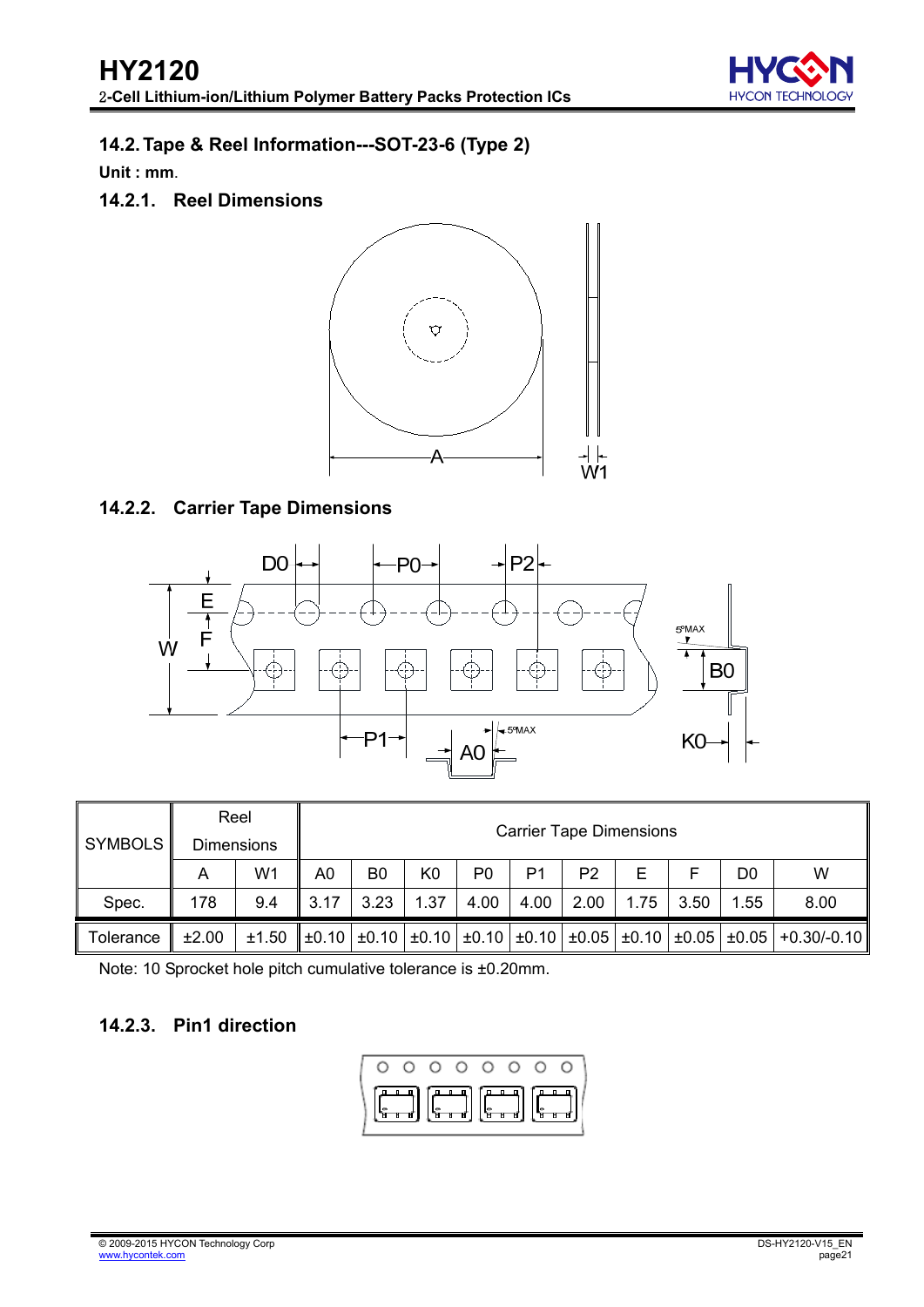## 14.2. Tape & Reel Information---SOT-23-6 (Type 2)

**Unit : mm**.

### 14.2.1. Reel Dimensions

### 14.2.2. Carrier Tape Dimensions

| SYMBOLS | Reel Dimensions | | Carrier Tape Dimensions | | | | | | | | | |
|---|---|---|---|---|---|---|---|---|---|---|---|---|
| | A | W1 | A0 | B0 | K0 | P0 | P1 | P2 | E | F | D0 | W |
| Spec. | 178 | 9.4 | 3.17 | 3.23 | 1.37 | 4.00 | 4.00 | 2.00 | 1.75 | 3.50 | 1.55 | 8.00 |
| Tolerance | ±2.00 | ±1.50 | ±0.10 | ±0.10 | ±0.10 | ±0.10 | ±0.10 | ±0.05 | ±0.10 | ±0.05 | ±0.05 | +0.30/-0.10 |

Note: 10 Sprocket hole pitch cumulative tolerance is ±0.20mm.

### 14.2.3. Pin1 direction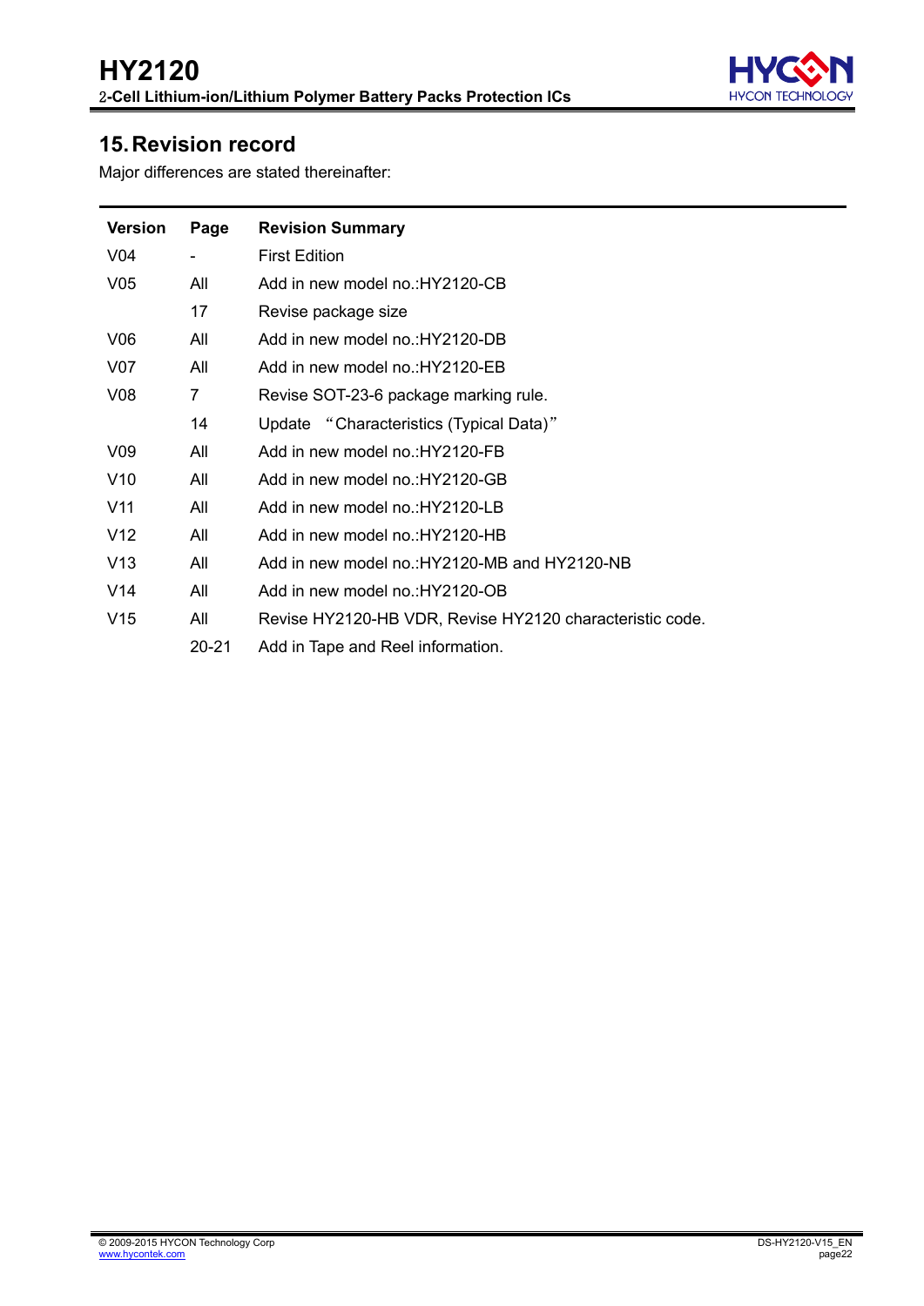## 15. Revision record

Major differences are stated thereinafter:

| Version | Page | Revision Summary |
|---|---|---|
| V04 | - | First Edition |
| V05 | All | Add in new model no.:HY2120-CB |
| | 17 | Revise package size |
| V06 | All | Add in new model no.:HY2120-DB |
| V07 | All | Add in new model no.:HY2120-EB |
| V08 | 7 | Revise SOT-23-6 package marking rule. |
| | 14 | Update "Characteristics (Typical Data)" |
| V09 | All | Add in new model no.:HY2120-FB |
| V10 | All | Add in new model no.:HY2120-GB |
| V11 | All | Add in new model no.:HY2120-LB |
| V12 | All | Add in new model no.:HY2120-HB |
| V13 | All | Add in new model no.:HY2120-MB and HY2120-NB |
| V14 | All | Add in new model no.:HY2120-OB |
| V15 | All | Revise HY2120-HB VDR, Revise HY2120 characteristic code. |
| | 20-21 | Add in Tape and Reel information. |